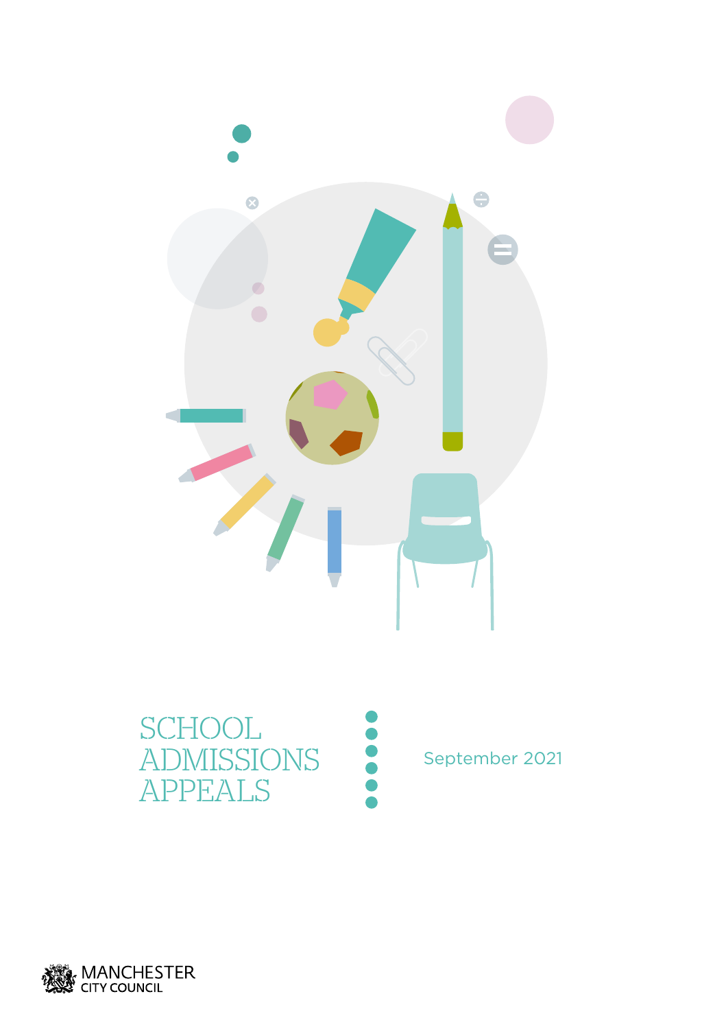# SCHOOL ADMISSIONS APPEALS

September 2021

MANCHESTER CITY COUNCIL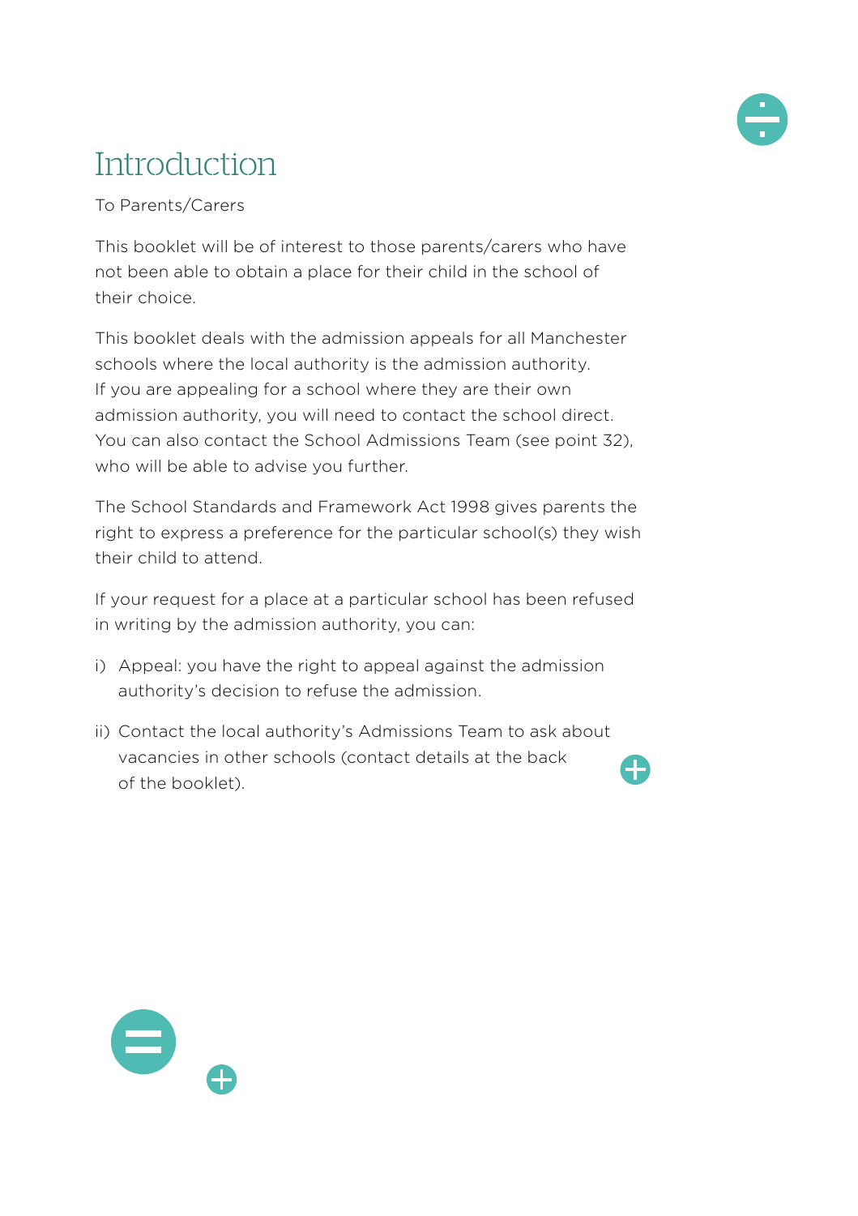# Introduction

To Parents/Carers

This booklet will be of interest to those parents/carers who have not been able to obtain a place for their child in the school of their choice.

This booklet deals with the admission appeals for all Manchester schools where the local authority is the admission authority. If you are appealing for a school where they are their own admission authority, you will need to contact the school direct. You can also contact the School Admissions Team (see point 32), who will be able to advise you further.

The School Standards and Framework Act 1998 gives parents the right to express a preference for the particular school(s) they wish their child to attend.

If your request for a place at a particular school has been refused in writing by the admission authority, you can:

i) Appeal: you have the right to appeal against the admission authority's decision to refuse the admission.

ii) Contact the local authority's Admissions Team to ask about vacancies in other schools (contact details at the back of the booklet).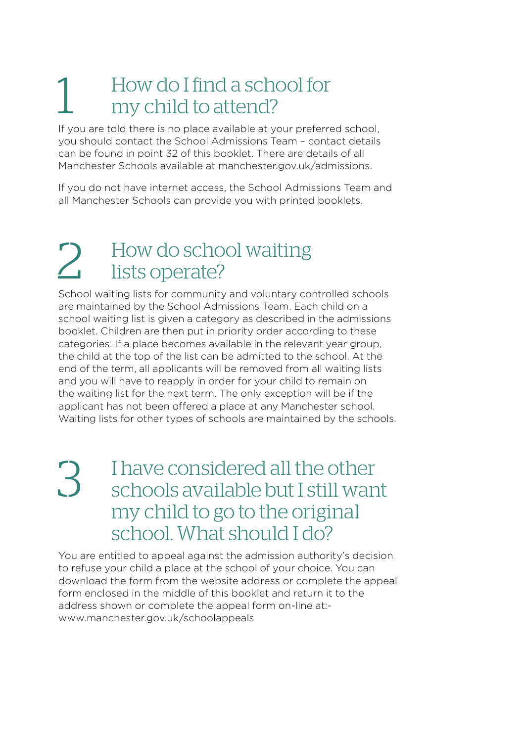## 1 How do I find a school for my child to attend?

If you are told there is no place available at your preferred school, you should contact the School Admissions Team – contact details can be found in point 32 of this booklet. There are details of all Manchester Schools available at manchester.gov.uk/admissions.

If you do not have internet access, the School Admissions Team and all Manchester Schools can provide you with printed booklets.

## 2 How do school waiting lists operate?

School waiting lists for community and voluntary controlled schools are maintained by the School Admissions Team. Each child on a school waiting list is given a category as described in the admissions booklet. Children are then put in priority order according to these categories. If a place becomes available in the relevant year group, the child at the top of the list can be admitted to the school. At the end of the term, all applicants will be removed from all waiting lists and you will have to reapply in order for your child to remain on the waiting list for the next term. The only exception will be if the applicant has not been offered a place at any Manchester school. Waiting lists for other types of schools are maintained by the schools.

## 3 I have considered all the other schools available but I still want my child to go to the original school. What should I do?

You are entitled to appeal against the admission authority's decision to refuse your child a place at the school of your choice. You can download the form from the website address or complete the appeal form enclosed in the middle of this booklet and return it to the address shown or complete the appeal form on-line at:- www.manchester.gov.uk/schoolappeals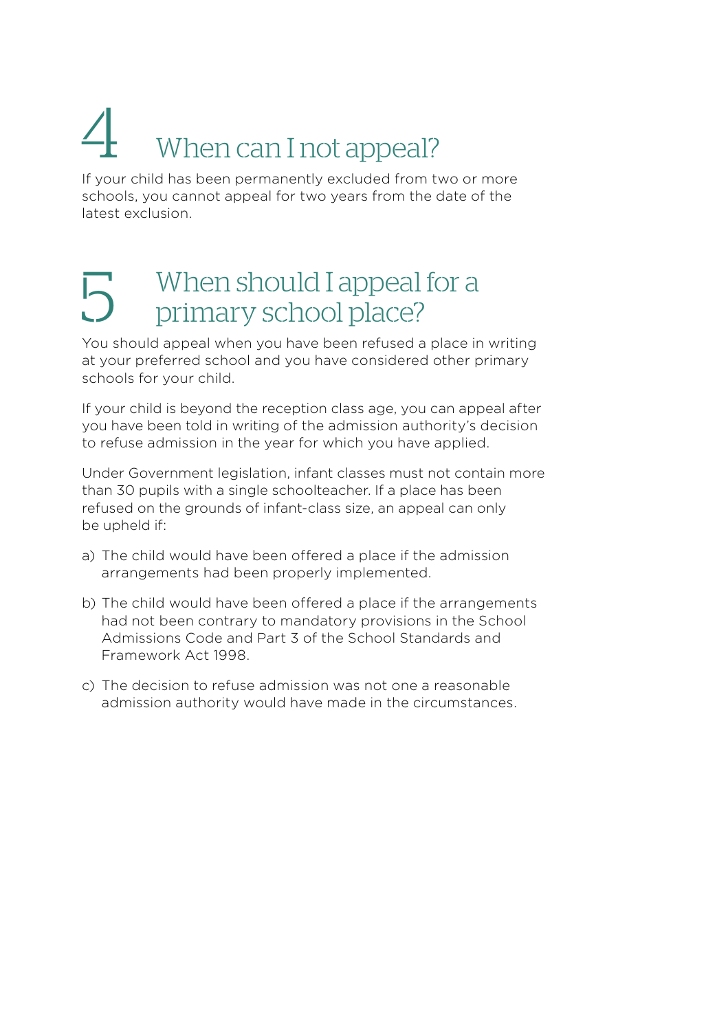# 4 When can I not appeal?

If your child has been permanently excluded from two or more schools, you cannot appeal for two years from the date of the latest exclusion.

# 5 When should I appeal for a primary school place?

You should appeal when you have been refused a place in writing at your preferred school and you have considered other primary schools for your child.

If your child is beyond the reception class age, you can appeal after you have been told in writing of the admission authority's decision to refuse admission in the year for which you have applied.

Under Government legislation, infant classes must not contain more than 30 pupils with a single schoolteacher. If a place has been refused on the grounds of infant-class size, an appeal can only be upheld if:

a) The child would have been offered a place if the admission arrangements had been properly implemented.

b) The child would have been offered a place if the arrangements had not been contrary to mandatory provisions in the School Admissions Code and Part 3 of the School Standards and Framework Act 1998.

c) The decision to refuse admission was not one a reasonable admission authority would have made in the circumstances.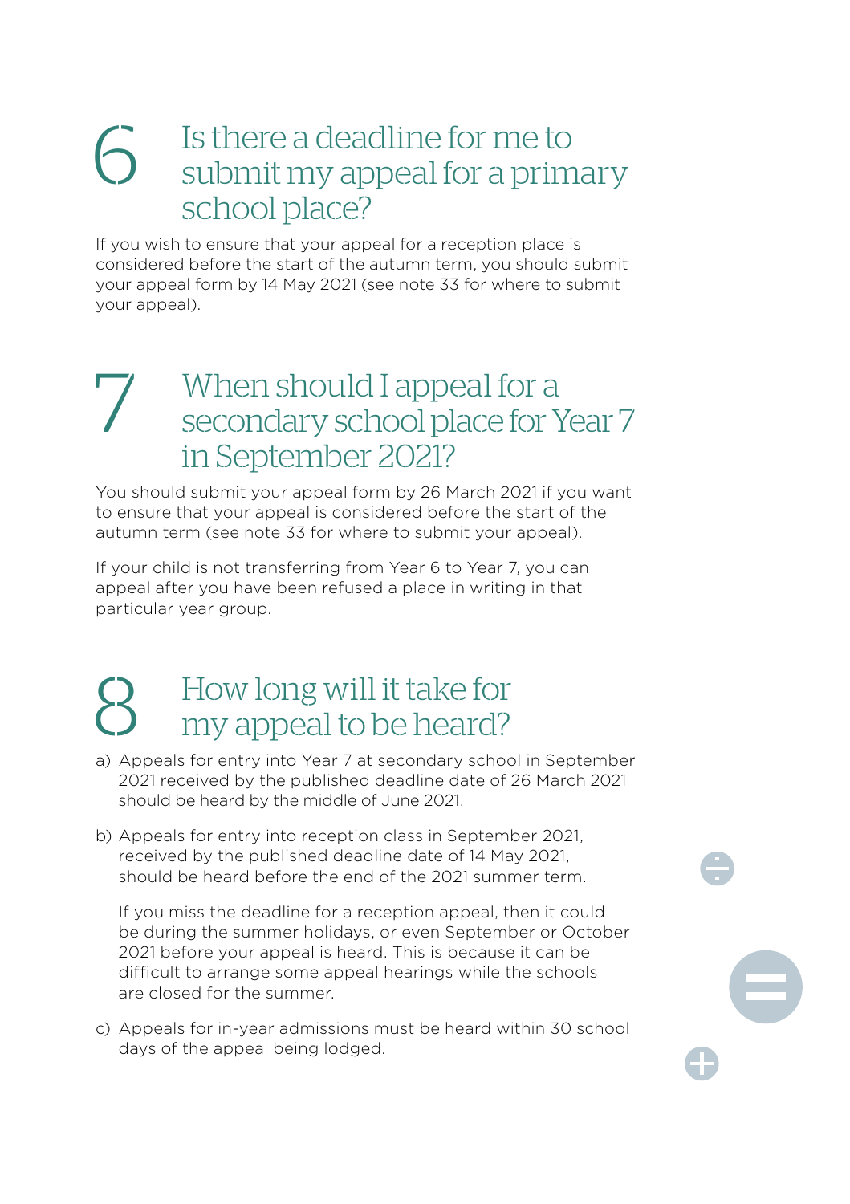## 6 Is there a deadline for me to submit my appeal for a primary school place?

If you wish to ensure that your appeal for a reception place is considered before the start of the autumn term, you should submit your appeal form by 14 May 2021 (see note 33 for where to submit your appeal).

## 7 When should I appeal for a secondary school place for Year 7 in September 2021?

You should submit your appeal form by 26 March 2021 if you want to ensure that your appeal is considered before the start of the autumn term (see note 33 for where to submit your appeal).

If your child is not transferring from Year 6 to Year 7, you can appeal after you have been refused a place in writing in that particular year group.

## 8 How long will it take for my appeal to be heard?

a) Appeals for entry into Year 7 at secondary school in September 2021 received by the published deadline date of 26 March 2021 should be heard by the middle of June 2021.

b) Appeals for entry into reception class in September 2021, received by the published deadline date of 14 May 2021, should be heard before the end of the 2021 summer term.

   If you miss the deadline for a reception appeal, then it could be during the summer holidays, or even September or October 2021 before your appeal is heard. This is because it can be difficult to arrange some appeal hearings while the schools are closed for the summer.

c) Appeals for in-year admissions must be heard within 30 school days of the appeal being lodged.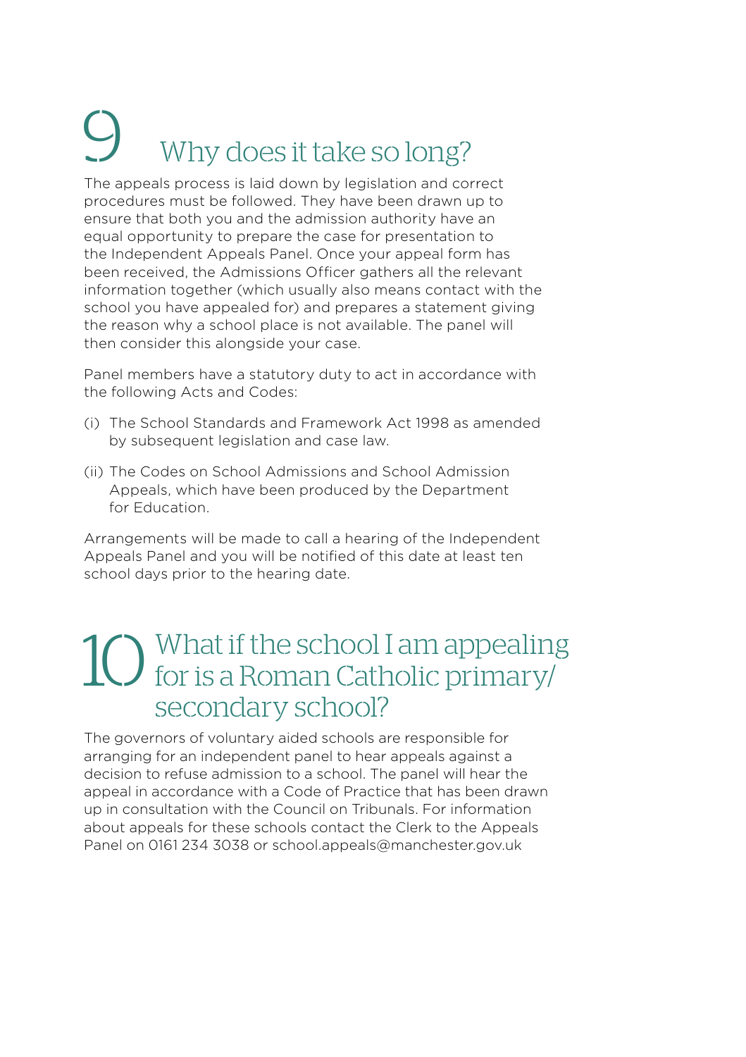## 9 Why does it take so long?

The appeals process is laid down by legislation and correct procedures must be followed. They have been drawn up to ensure that both you and the admission authority have an equal opportunity to prepare the case for presentation to the Independent Appeals Panel. Once your appeal form has been received, the Admissions Officer gathers all the relevant information together (which usually also means contact with the school you have appealed for) and prepares a statement giving the reason why a school place is not available. The panel will then consider this alongside your case.

Panel members have a statutory duty to act in accordance with the following Acts and Codes:

(i) The School Standards and Framework Act 1998 as amended by subsequent legislation and case law.

(ii) The Codes on School Admissions and School Admission Appeals, which have been produced by the Department for Education.

Arrangements will be made to call a hearing of the Independent Appeals Panel and you will be notified of this date at least ten school days prior to the hearing date.

## 10 What if the school I am appealing for is a Roman Catholic primary/ secondary school?

The governors of voluntary aided schools are responsible for arranging for an independent panel to hear appeals against a decision to refuse admission to a school. The panel will hear the appeal in accordance with a Code of Practice that has been drawn up in consultation with the Council on Tribunals. For information about appeals for these schools contact the Clerk to the Appeals Panel on 0161 234 3038 or school.appeals@manchester.gov.uk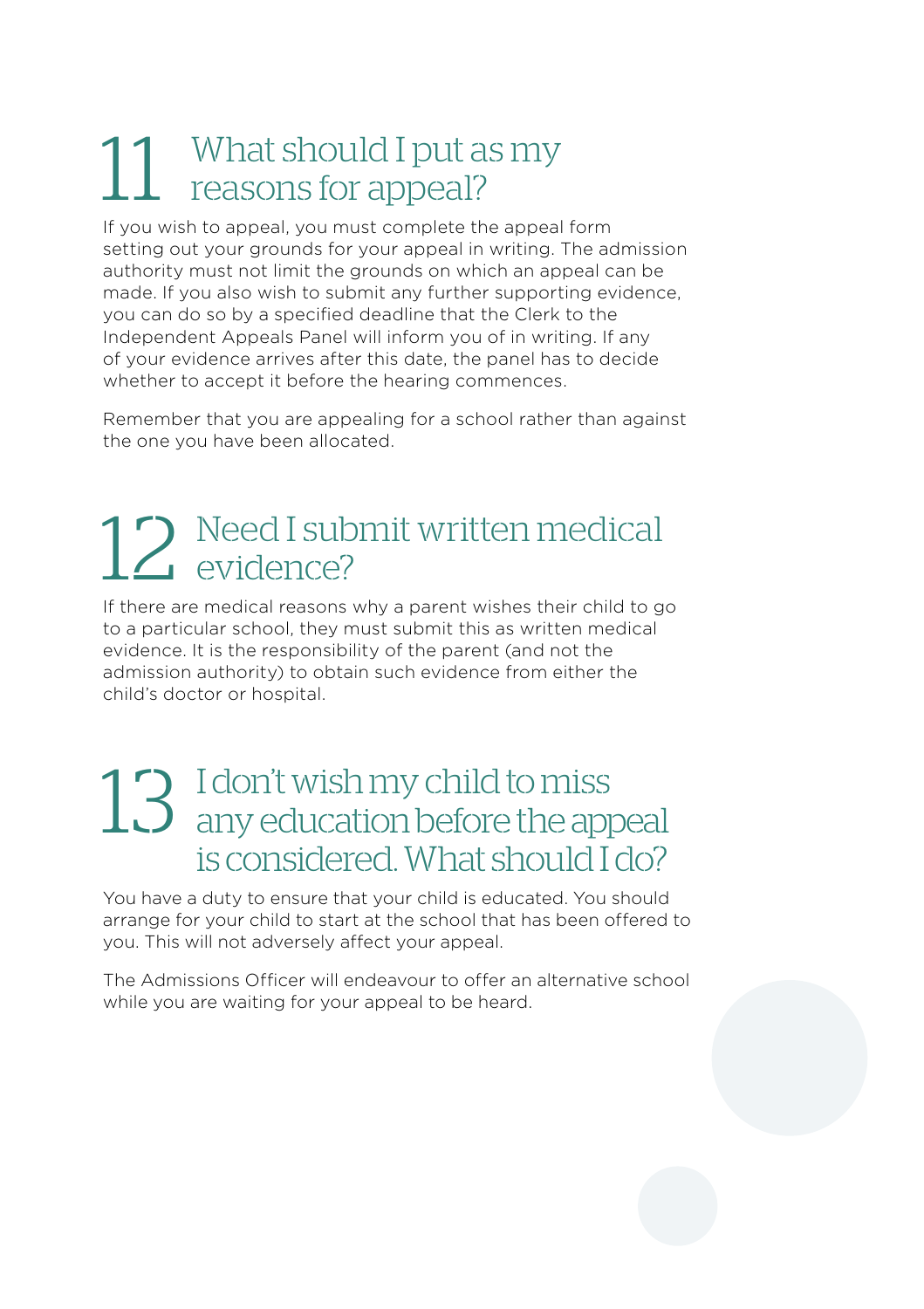## 11 What should I put as my reasons for appeal?

If you wish to appeal, you must complete the appeal form setting out your grounds for your appeal in writing. The admission authority must not limit the grounds on which an appeal can be made. If you also wish to submit any further supporting evidence, you can do so by a specified deadline that the Clerk to the Independent Appeals Panel will inform you of in writing. If any of your evidence arrives after this date, the panel has to decide whether to accept it before the hearing commences.

Remember that you are appealing for a school rather than against the one you have been allocated.

## 12 Need I submit written medical evidence?

If there are medical reasons why a parent wishes their child to go to a particular school, they must submit this as written medical evidence. It is the responsibility of the parent (and not the admission authority) to obtain such evidence from either the child's doctor or hospital.

## 13 I don't wish my child to miss any education before the appeal is considered. What should I do?

You have a duty to ensure that your child is educated. You should arrange for your child to start at the school that has been offered to you. This will not adversely affect your appeal.

The Admissions Officer will endeavour to offer an alternative school while you are waiting for your appeal to be heard.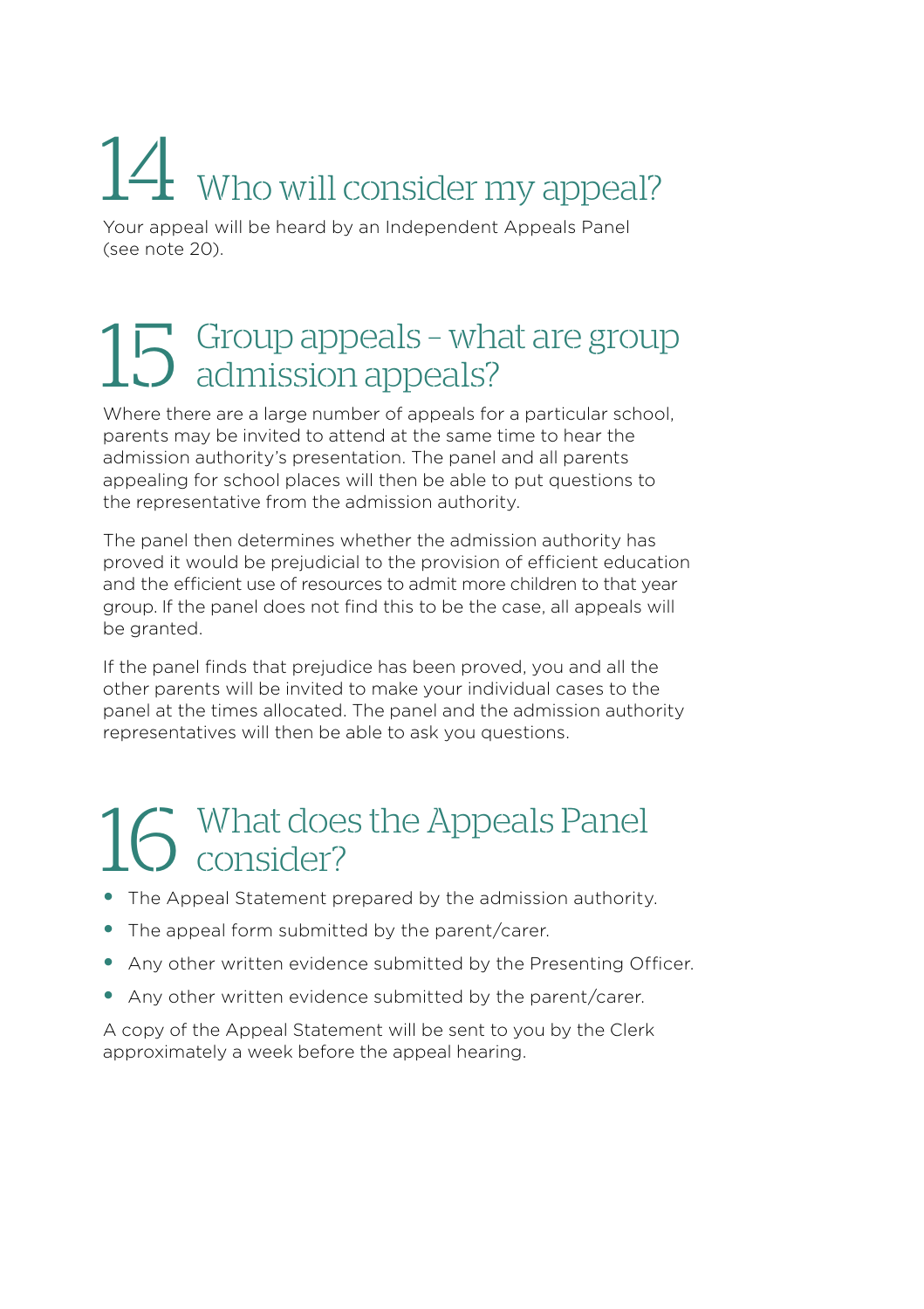## 14 Who will consider my appeal?

Your appeal will be heard by an Independent Appeals Panel (see note 20).

## 15 Group appeals – what are group admission appeals?

Where there are a large number of appeals for a particular school, parents may be invited to attend at the same time to hear the admission authority's presentation. The panel and all parents appealing for school places will then be able to put questions to the representative from the admission authority.

The panel then determines whether the admission authority has proved it would be prejudicial to the provision of efficient education and the efficient use of resources to admit more children to that year group. If the panel does not find this to be the case, all appeals will be granted.

If the panel finds that prejudice has been proved, you and all the other parents will be invited to make your individual cases to the panel at the times allocated. The panel and the admission authority representatives will then be able to ask you questions.

## 16 What does the Appeals Panel consider?

- The Appeal Statement prepared by the admission authority.
- The appeal form submitted by the parent/carer.
- Any other written evidence submitted by the Presenting Officer.
- Any other written evidence submitted by the parent/carer.

A copy of the Appeal Statement will be sent to you by the Clerk approximately a week before the appeal hearing.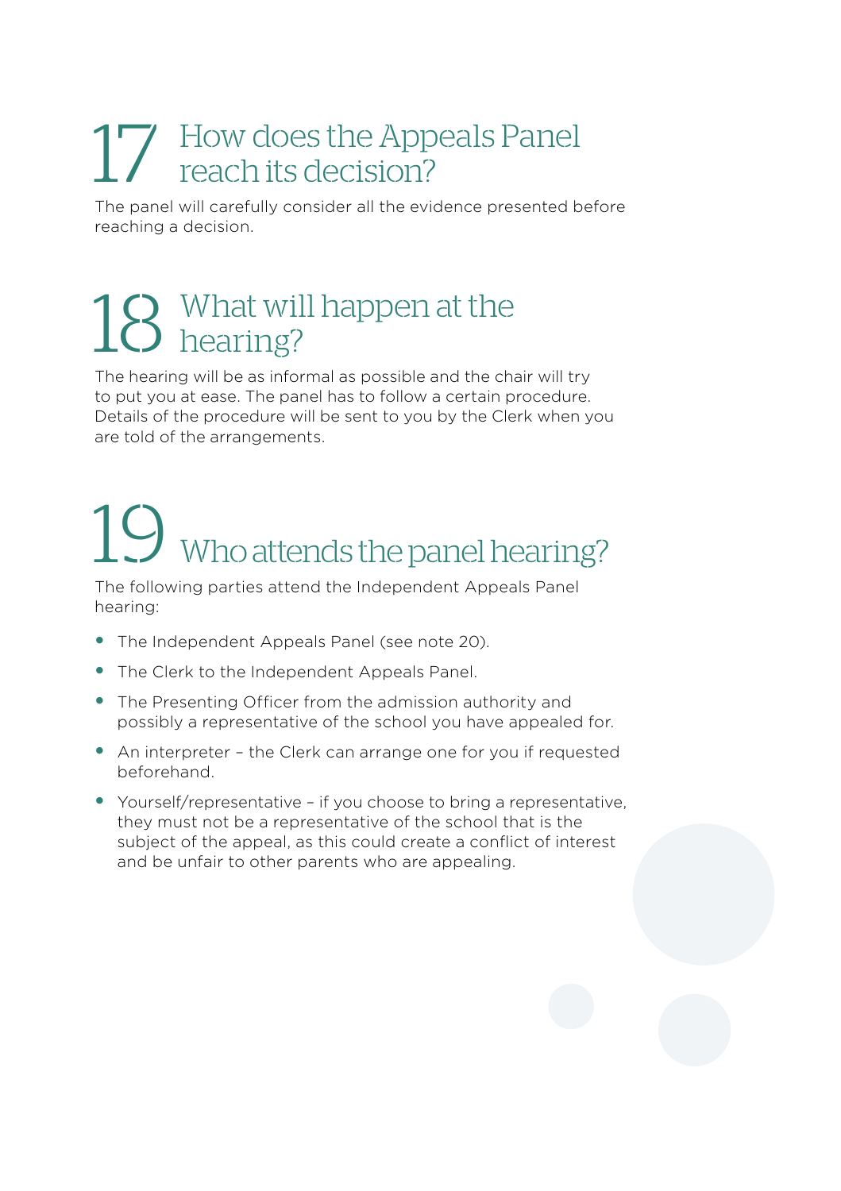## 17 How does the Appeals Panel reach its decision?

The panel will carefully consider all the evidence presented before reaching a decision.

## 18 What will happen at the hearing?

The hearing will be as informal as possible and the chair will try to put you at ease. The panel has to follow a certain procedure. Details of the procedure will be sent to you by the Clerk when you are told of the arrangements.

## 19 Who attends the panel hearing?

The following parties attend the Independent Appeals Panel hearing:

- The Independent Appeals Panel (see note 20).
- The Clerk to the Independent Appeals Panel.
- The Presenting Officer from the admission authority and possibly a representative of the school you have appealed for.
- An interpreter – the Clerk can arrange one for you if requested beforehand.
- Yourself/representative – if you choose to bring a representative, they must not be a representative of the school that is the subject of the appeal, as this could create a conflict of interest and be unfair to other parents who are appealing.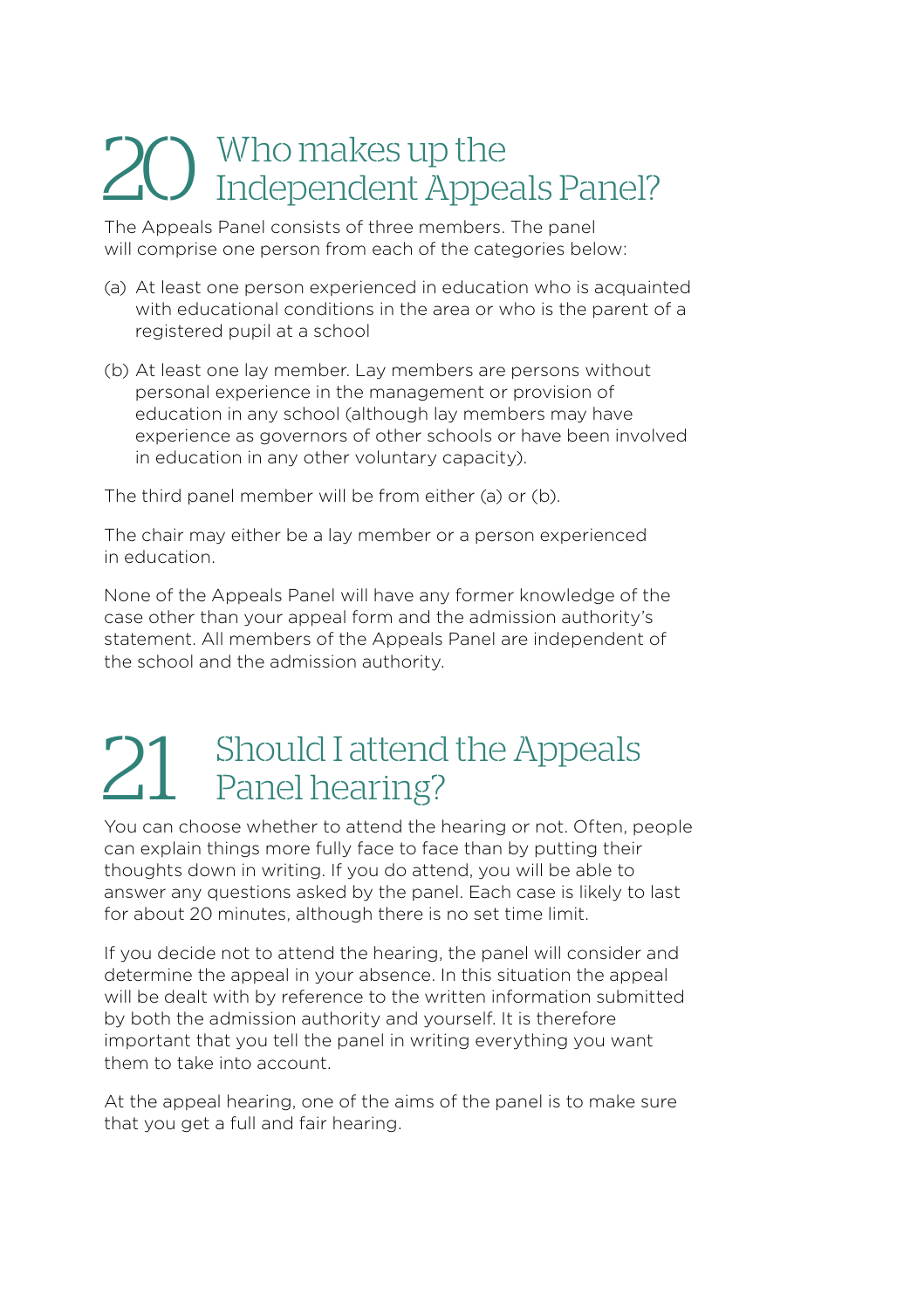## 20 Who makes up the Independent Appeals Panel?

The Appeals Panel consists of three members. The panel will comprise one person from each of the categories below:

(a) At least one person experienced in education who is acquainted with educational conditions in the area or who is the parent of a registered pupil at a school

(b) At least one lay member. Lay members are persons without personal experience in the management or provision of education in any school (although lay members may have experience as governors of other schools or have been involved in education in any other voluntary capacity).

The third panel member will be from either (a) or (b).

The chair may either be a lay member or a person experienced in education.

None of the Appeals Panel will have any former knowledge of the case other than your appeal form and the admission authority's statement. All members of the Appeals Panel are independent of the school and the admission authority.

## 21 Should I attend the Appeals Panel hearing?

You can choose whether to attend the hearing or not. Often, people can explain things more fully face to face than by putting their thoughts down in writing. If you do attend, you will be able to answer any questions asked by the panel. Each case is likely to last for about 20 minutes, although there is no set time limit.

If you decide not to attend the hearing, the panel will consider and determine the appeal in your absence. In this situation the appeal will be dealt with by reference to the written information submitted by both the admission authority and yourself. It is therefore important that you tell the panel in writing everything you want them to take into account.

At the appeal hearing, one of the aims of the panel is to make sure that you get a full and fair hearing.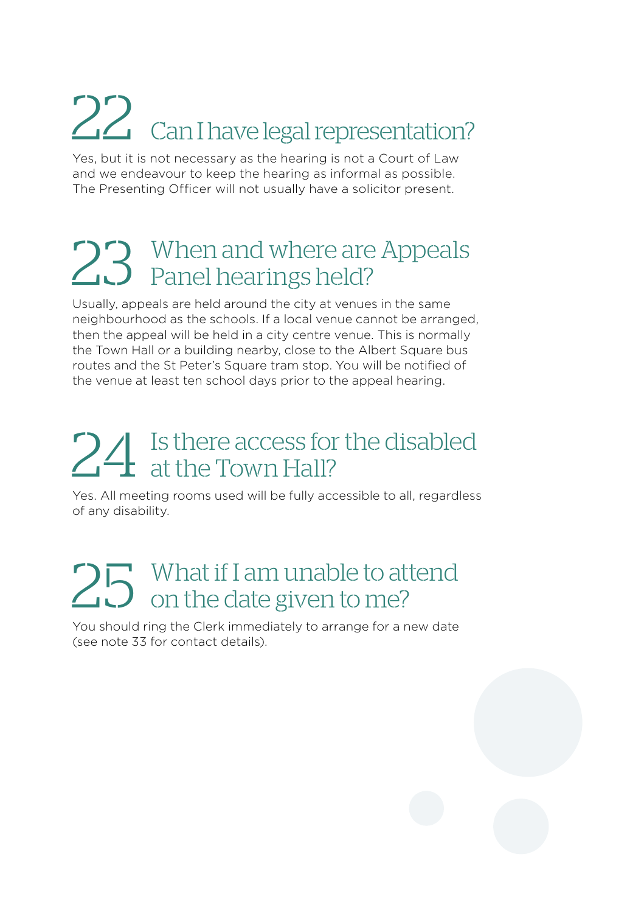## 22 Can I have legal representation?

Yes, but it is not necessary as the hearing is not a Court of Law and we endeavour to keep the hearing as informal as possible. The Presenting Officer will not usually have a solicitor present.

## 23 When and where are Appeals Panel hearings held?

Usually, appeals are held around the city at venues in the same neighbourhood as the schools. If a local venue cannot be arranged, then the appeal will be held in a city centre venue. This is normally the Town Hall or a building nearby, close to the Albert Square bus routes and the St Peter's Square tram stop. You will be notified of the venue at least ten school days prior to the appeal hearing.

## 24 Is there access for the disabled at the Town Hall?

Yes. All meeting rooms used will be fully accessible to all, regardless of any disability.

## 25 What if I am unable to attend on the date given to me?

You should ring the Clerk immediately to arrange for a new date (see note 33 for contact details).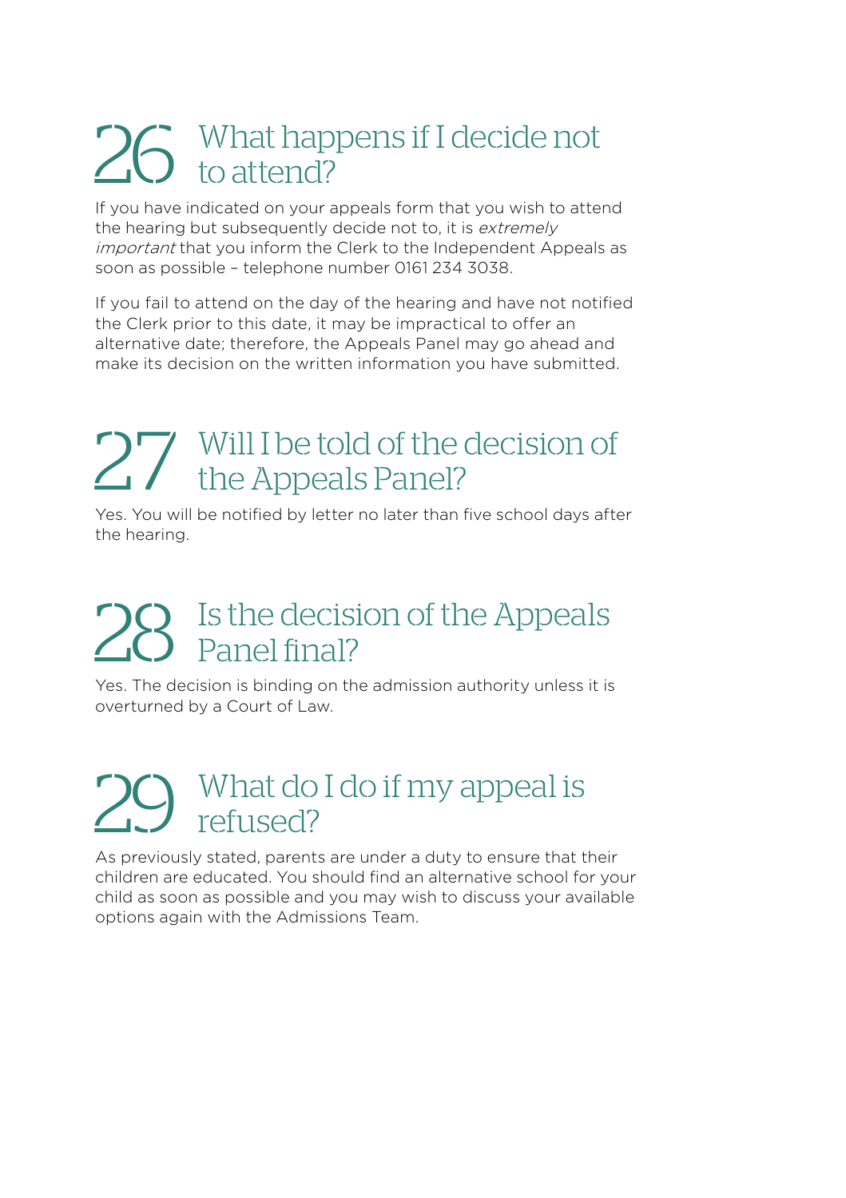## 26 What happens if I decide not to attend?

If you have indicated on your appeals form that you wish to attend the hearing but subsequently decide not to, it is *extremely important* that you inform the Clerk to the Independent Appeals as soon as possible – telephone number 0161 234 3038.

If you fail to attend on the day of the hearing and have not notified the Clerk prior to this date, it may be impractical to offer an alternative date; therefore, the Appeals Panel may go ahead and make its decision on the written information you have submitted.

## 27 Will I be told of the decision of the Appeals Panel?

Yes. You will be notified by letter no later than five school days after the hearing.

## 28 Is the decision of the Appeals Panel final?

Yes. The decision is binding on the admission authority unless it is overturned by a Court of Law.

## 29 What do I do if my appeal is refused?

As previously stated, parents are under a duty to ensure that their children are educated. You should find an alternative school for your child as soon as possible and you may wish to discuss your available options again with the Admissions Team.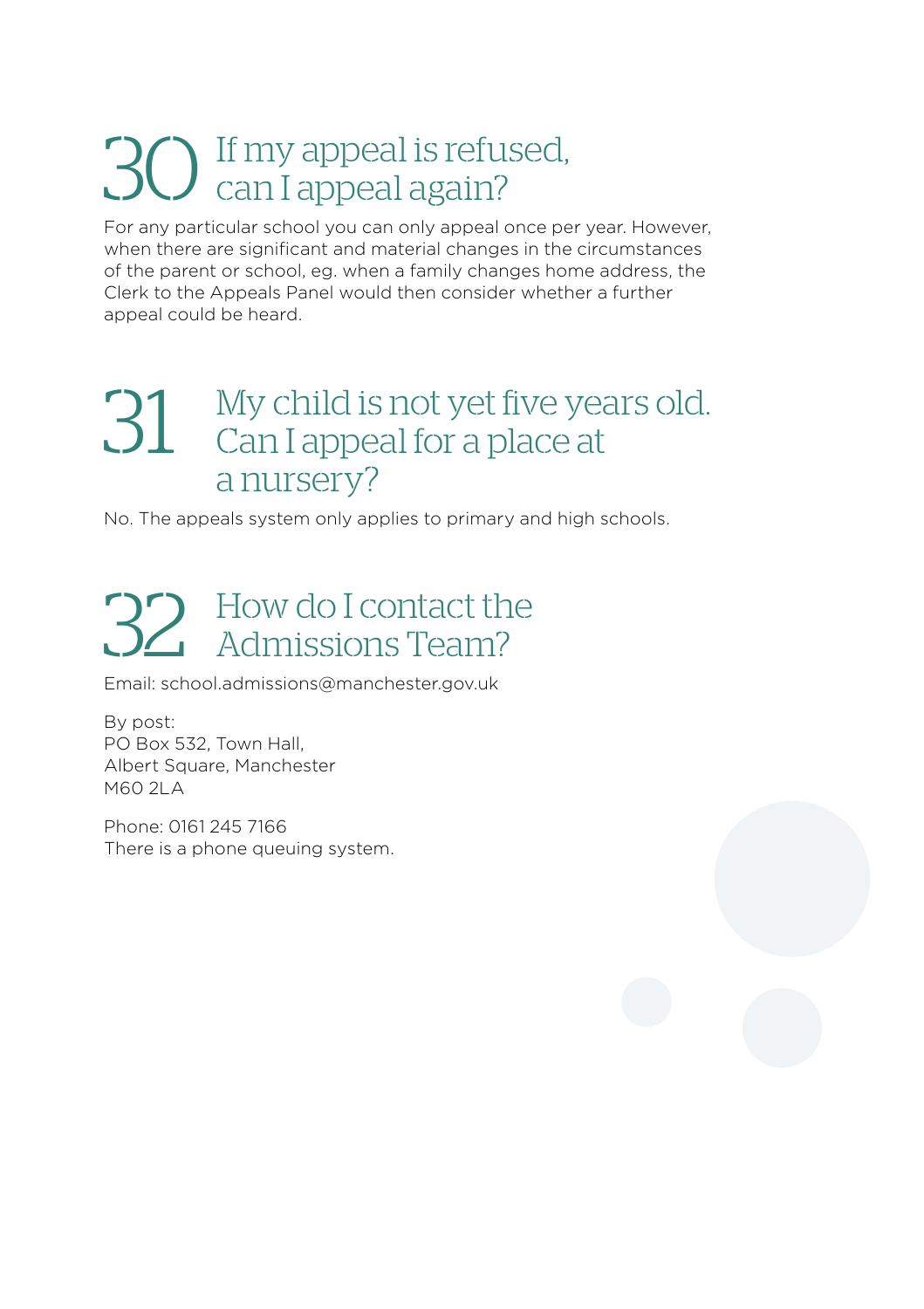## 30 If my appeal is refused, can I appeal again?

For any particular school you can only appeal once per year. However, when there are significant and material changes in the circumstances of the parent or school, eg. when a family changes home address, the Clerk to the Appeals Panel would then consider whether a further appeal could be heard.

## 31 My child is not yet five years old. Can I appeal for a place at a nursery?

No. The appeals system only applies to primary and high schools.

## 32 How do I contact the Admissions Team?

Email: school.admissions@manchester.gov.uk

By post:
PO Box 532, Town Hall,
Albert Square, Manchester
M60 2LA

Phone: 0161 245 7166
There is a phone queuing system.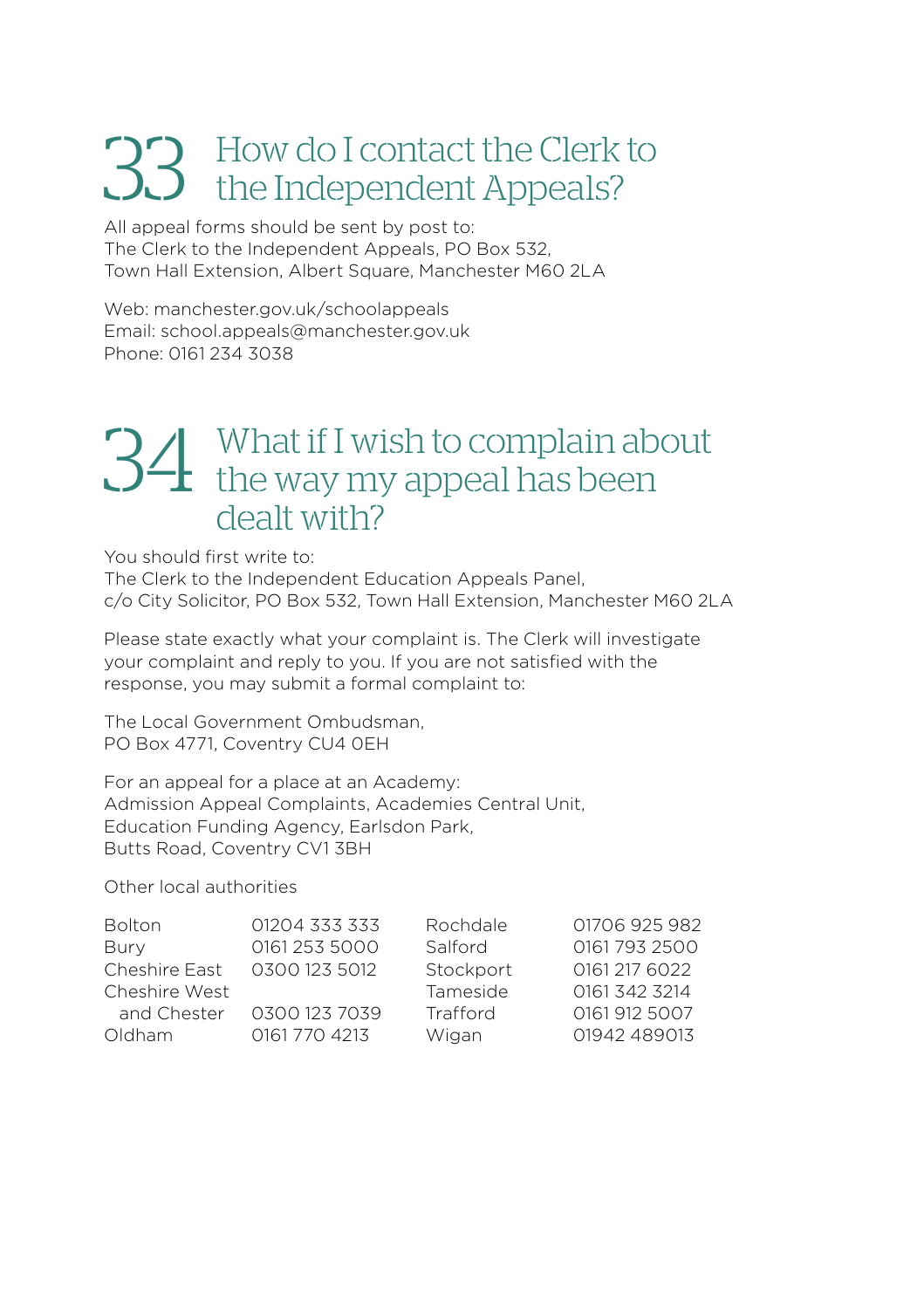## 33 How do I contact the Clerk to the Independent Appeals?

All appeal forms should be sent by post to:
The Clerk to the Independent Appeals, PO Box 532,
Town Hall Extension, Albert Square, Manchester M60 2LA

Web: manchester.gov.uk/schoolappeals
Email: school.appeals@manchester.gov.uk
Phone: 0161 234 3038

## 34 What if I wish to complain about the way my appeal has been dealt with?

You should first write to:
The Clerk to the Independent Education Appeals Panel,
c/o City Solicitor, PO Box 532, Town Hall Extension, Manchester M60 2LA

Please state exactly what your complaint is. The Clerk will investigate your complaint and reply to you. If you are not satisfied with the response, you may submit a formal complaint to:

The Local Government Ombudsman,
PO Box 4771, Coventry CU4 0EH

For an appeal for a place at an Academy:
Admission Appeal Complaints, Academies Central Unit,
Education Funding Agency, Earlsdon Park,
Butts Road, Coventry CV1 3BH

Other local authorities

| | | | |
|---|---|---|---|
| Bolton | 01204 333 333 | Rochdale | 01706 925 982 |
| Bury | 0161 253 5000 | Salford | 0161 793 2500 |
| Cheshire East | 0300 123 5012 | Stockport | 0161 217 6022 |
| Cheshire West and Chester | 0300 123 7039 | Tameside | 0161 342 3214 |
| | | Trafford | 0161 912 5007 |
| Oldham | 0161 770 4213 | Wigan | 01942 489013 |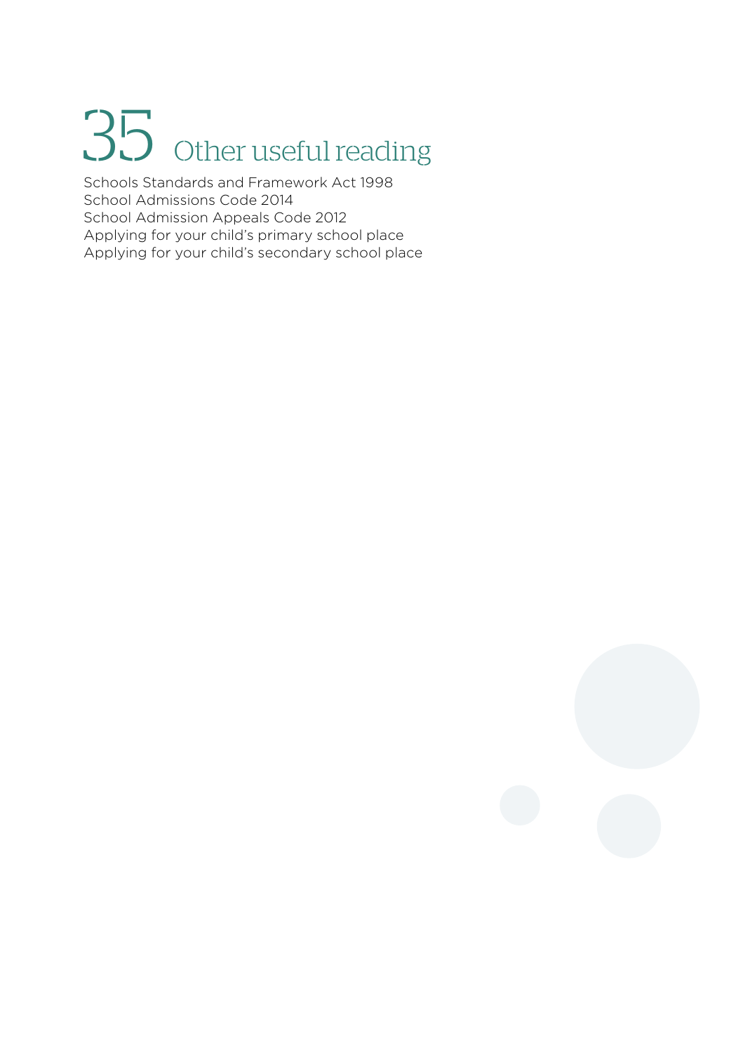# 35 Other useful reading

Schools Standards and Framework Act 1998
School Admissions Code 2014
School Admission Appeals Code 2012
Applying for your child's primary school place
Applying for your child's secondary school place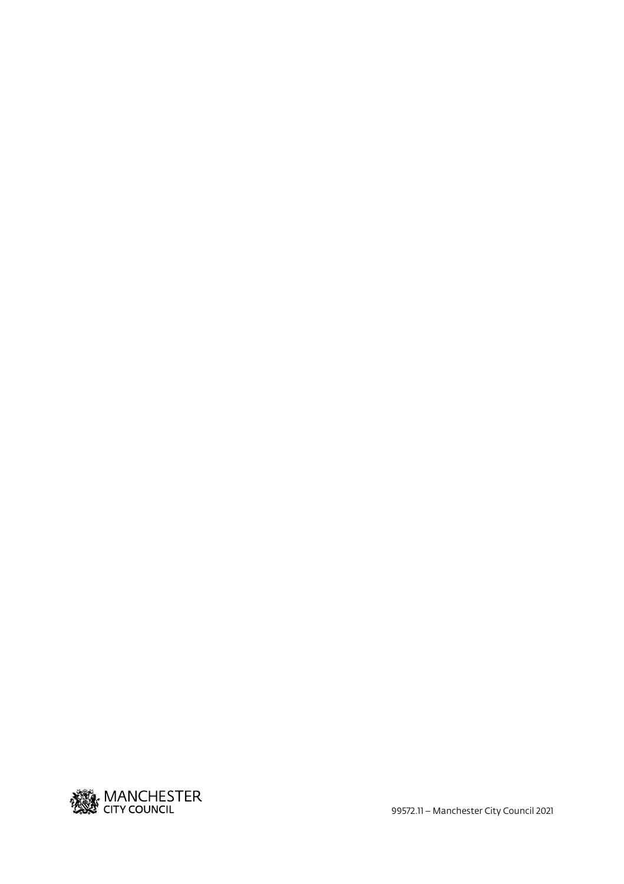MANCHESTER
CITY COUNCIL

99572.11 – Manchester City Council 2021